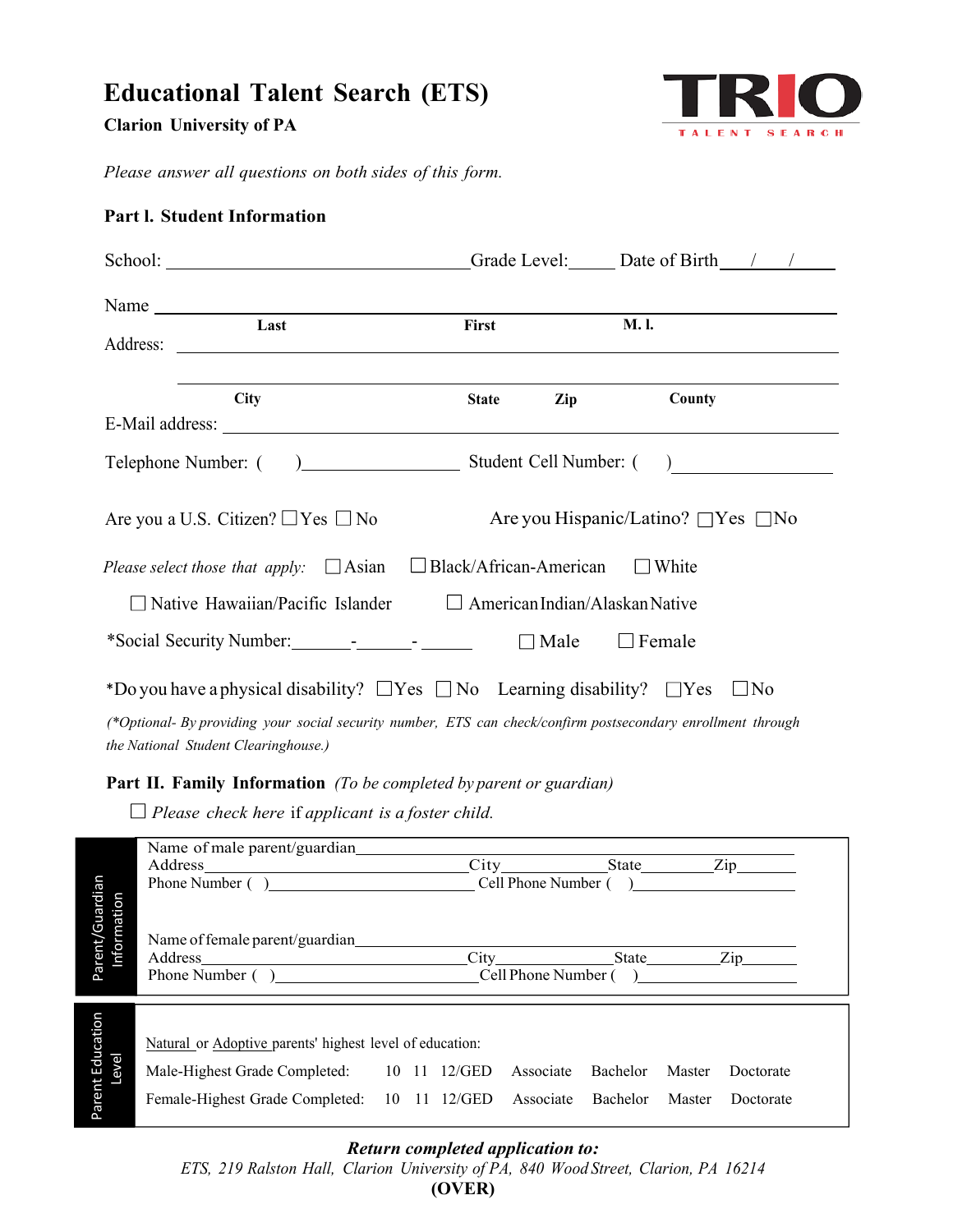# Educational Talent Search (ETS)

**Clarion University of PA**

TRIO TALENT SEARCH

*Please answer all questions on both sides of this form.*

## Part I. Student Information

School: ______________________________ Grade Level: _____ Date of Birth ___/___/_____

Name ____________________________________________________________
Last First M. I.

Address: ____________________________________________________________

____________________________________________________________
City State Zip County

E-Mail address: ____________________________________________________________

Telephone Number: ( ) ________________ Student Cell Number: ( ) ________________

Are you a U.S. Citizen? ☐Yes ☐ No Are you Hispanic/Latino? ☐Yes ☐No

*Please select those that apply:* ☐Asian ☐Black/African-American ☐White

☐Native Hawaiian/Pacific Islander ☐ American Indian/Alaskan Native

*Social Security Number:_______-_______- ______ ☐ Male ☐ Female

*Do you have a physical disability? ☐Yes ☐ No Learning disability? ☐Yes ☐No

*(*Optional- By providing your social security number, ETS can check/confirm postsecondary enrollment through the National Student Clearinghouse.)*

## Part II. Family Information *(To be completed by parent or guardian)*

☐ *Please check here* if *applicant is a foster child.*

**Parent/Guardian Information**

Name of male parent/guardian ____________________________________________________________
Address ______________________________ City ______________ State __________ Zip ________
Phone Number ( ) ______________________ Cell Phone Number ( ) ______________________

Name of female parent/guardian ____________________________________________________________
Address ______________________________ City ______________ State __________ Zip ________
Phone Number ( ) ______________________ Cell Phone Number ( ) ______________________

**Parent Education Level**

Natural or Adoptive parents' highest level of education:

Male-Highest Grade Completed: 10 11 12/GED Associate Bachelor Master Doctorate

Female-Highest Grade Completed: 10 11 12/GED Associate Bachelor Master Doctorate

***Return completed application to:***

*ETS, 219 Ralston Hall, Clarion University of PA, 840 Wood Street, Clarion, PA 16214*

**(OVER)**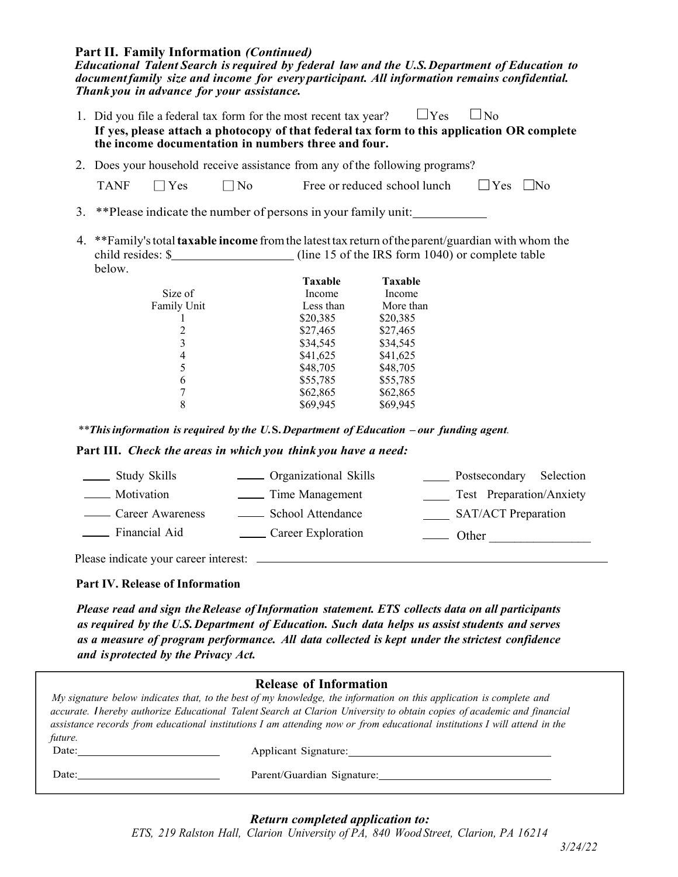## Part II. Family Information *(Continued)*

***Educational Talent Search is required by federal law and the U.S. Department of Education to document family size and income for every participant. All information remains confidential. Thank you in advance for your assistance.***

1. Did you file a federal tax form for the most recent tax year? ☐ Yes ☐ No
   **If yes, please attach a photocopy of that federal tax form to this application OR complete the income documentation in numbers three and four.**

2. Does your household receive assistance from any of the following programs?
   TANF ☐ Yes ☐ No Free or reduced school lunch ☐ Yes ☐ No

3. **Please indicate the number of persons in your family unit:___________

4. **Family's total **taxable income** from the latest tax return of the parent/guardian with whom the child resides: $__________________ (line 15 of the IRS form 1040) or complete table below.

| Size of Family Unit | Taxable Income Less than | Taxable Income More than |
|---|---|---|
| 1 | $20,385 | $20,385 |
| 2 | $27,465 | $27,465 |
| 3 | $34,545 | $34,545 |
| 4 | $41,625 | $41,625 |
| 5 | $48,705 | $48,705 |
| 6 | $55,785 | $55,785 |
| 7 | $62,865 | $62,865 |
| 8 | $69,945 | $69,945 |

***This information is required by the U.S. Department of Education – our funding agent*.

## Part III. *Check the areas in which you think you have a need:*

____ Study Skills
____ Organizational Skills
____ Postsecondary Selection
____ Motivation
____ Time Management
____ Test Preparation/Anxiety
____ Career Awareness
____ School Attendance
____ SAT/ACT Preparation
____ Financial Aid
____ Career Exploration
____ Other _______________

Please indicate your career interest: ________________________________________________

## Part IV. Release of Information

***Please read and sign the Release of Information statement. ETS collects data on all participants as required by the U.S. Department of Education. Such data helps us assist students and serves as a measure of program performance. All data collected is kept under the strictest confidence and is protected by the Privacy Act.***

### Release of Information

*My signature below indicates that, to the best of my knowledge, the information on this application is complete and accurate. I hereby authorize Educational Talent Search at Clarion University to obtain copies of academic and financial assistance records from educational institutions I am attending now or from educational institutions I will attend in the future.*

Date:________________________ Applicant Signature:____________________________________

Date:________________________ Parent/Guardian Signature:_______________________________

***Return completed application to:***

*ETS, 219 Ralston Hall, Clarion University of PA, 840 Wood Street, Clarion, PA 16214*

*3/24/22*